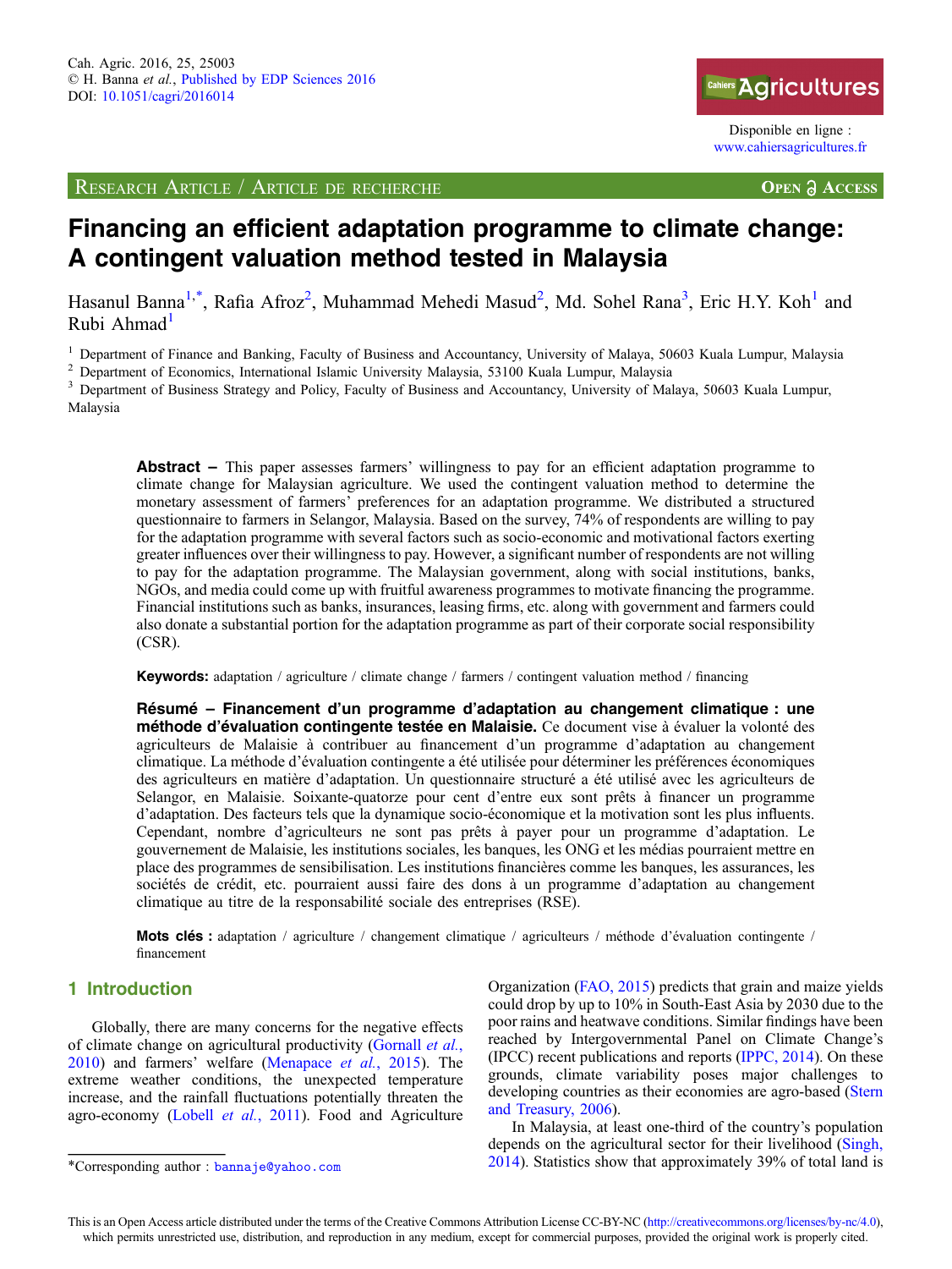Cah. Agric. 2016, 25, 25003
© H. Banna *et al.*, Published by EDP Sciences 2016
DOI: 10.1051/cagri/2016014

Disponible en ligne : www.cahiersagricultures.fr

RESEARCH ARTICLE / ARTICLE DE RECHERCHE — OPEN ACCESS

# Financing an efficient adaptation programme to climate change: A contingent valuation method tested in Malaysia

Hasanul Banna[1,*], Rafia Afroz[2], Muhammad Mehedi Masud[2], Md. Sohel Rana[3], Eric H.Y. Koh[1] and Rubi Ahmad[1]

[1] Department of Finance and Banking, Faculty of Business and Accountancy, University of Malaya, 50603 Kuala Lumpur, Malaysia
[2] Department of Economics, International Islamic University Malaysia, 53100 Kuala Lumpur, Malaysia
[3] Department of Business Strategy and Policy, Faculty of Business and Accountancy, University of Malaya, 50603 Kuala Lumpur, Malaysia

**Abstract –** This paper assesses farmers' willingness to pay for an efficient adaptation programme to climate change for Malaysian agriculture. We used the contingent valuation method to determine the monetary assessment of farmers' preferences for an adaptation programme. We distributed a structured questionnaire to farmers in Selangor, Malaysia. Based on the survey, 74% of respondents are willing to pay for the adaptation programme with several factors such as socio-economic and motivational factors exerting greater influences over their willingness to pay. However, a significant number of respondents are not willing to pay for the adaptation programme. The Malaysian government, along with social institutions, banks, NGOs, and media could come up with fruitful awareness programmes to motivate financing the programme. Financial institutions such as banks, insurances, leasing firms, etc. along with government and farmers could also donate a substantial portion for the adaptation programme as part of their corporate social responsibility (CSR).

**Keywords:** adaptation / agriculture / climate change / farmers / contingent valuation method / financing

**Résumé – Financement d'un programme d'adaptation au changement climatique : une méthode d'évaluation contingente testée en Malaisie.** Ce document vise à évaluer la volonté des agriculteurs de Malaisie à contribuer au financement d'un programme d'adaptation au changement climatique. La méthode d'évaluation contingente a été utilisée pour déterminer les préférences économiques des agriculteurs en matière d'adaptation. Un questionnaire structuré a été utilisé avec les agriculteurs de Selangor, en Malaisie. Soixante-quatorze pour cent d'entre eux sont prêts à financer un programme d'adaptation. Des facteurs tels que la dynamique socio-économique et la motivation sont les plus influents. Cependant, nombre d'agriculteurs ne sont pas prêts à payer pour un programme d'adaptation. Le gouvernement de Malaisie, les institutions sociales, les banques, les ONG et les médias pourraient mettre en place des programmes de sensibilisation. Les institutions financières comme les banques, les assurances, les sociétés de crédit, etc. pourraient aussi faire des dons à un programme d'adaptation au changement climatique au titre de la responsabilité sociale des entreprises (RSE).

**Mots clés :** adaptation / agriculture / changement climatique / agriculteurs / méthode d'évaluation contingente / financement

## 1 Introduction

Globally, there are many concerns for the negative effects of climate change on agricultural productivity (Gornall *et al.*, 2010) and farmers' welfare (Menapace *et al.*, 2015). The extreme weather conditions, the unexpected temperature increase, and the rainfall fluctuations potentially threaten the agro-economy (Lobell *et al.*, 2011). Food and Agriculture Organization (FAO, 2015) predicts that grain and maize yields could drop by up to 10% in South-East Asia by 2030 due to the poor rains and heatwave conditions. Similar findings have been reached by Intergovernmental Panel on Climate Change's (IPCC) recent publications and reports (IPPC, 2014). On these grounds, climate variability poses major challenges to developing countries as their economies are agro-based (Stern and Treasury, 2006).

In Malaysia, at least one-third of the country's population depends on the agricultural sector for their livelihood (Singh, 2014). Statistics show that approximately 39% of total land is

*Corresponding author : bannaje@yahoo.com

This is an Open Access article distributed under the terms of the Creative Commons Attribution License CC-BY-NC (http://creativecommons.org/licenses/by-nc/4.0), which permits unrestricted use, distribution, and reproduction in any medium, except for commercial purposes, provided the original work is properly cited.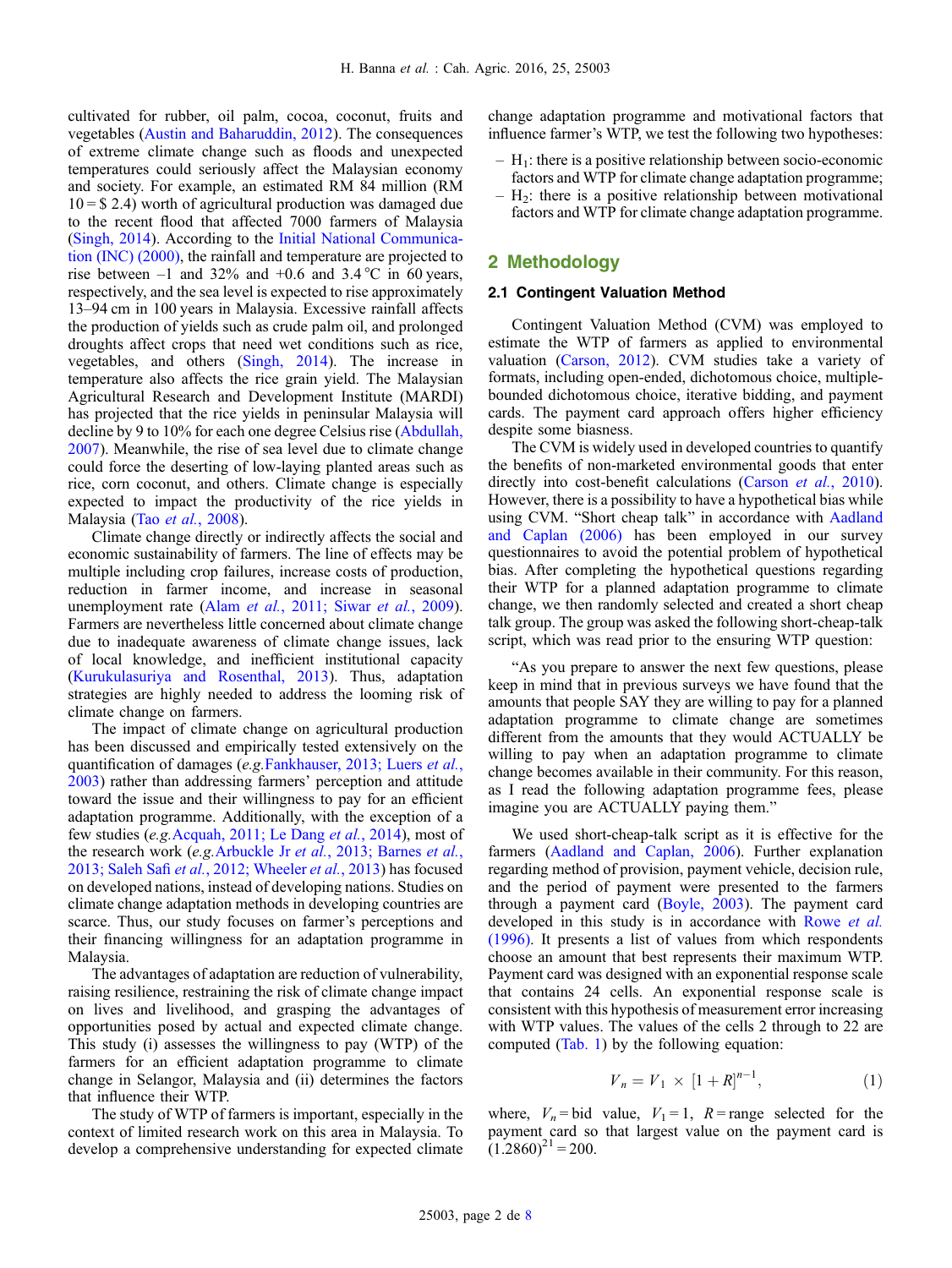cultivated for rubber, oil palm, cocoa, coconut, fruits and vegetables (Austin and Baharuddin, 2012). The consequences of extreme climate change such as floods and unexpected temperatures could seriously affect the Malaysian economy and society. For example, an estimated RM 84 million (RM 10 = $ 2.4) worth of agricultural production was damaged due to the recent flood that affected 7000 farmers of Malaysia (Singh, 2014). According to the Initial National Communication (INC) (2000), the rainfall and temperature are projected to rise between –1 and 32% and +0.6 and 3.4 °C in 60 years, respectively, and the sea level is expected to rise approximately 13–94 cm in 100 years in Malaysia. Excessive rainfall affects the production of yields such as crude palm oil, and prolonged droughts affect crops that need wet conditions such as rice, vegetables, and others (Singh, 2014). The increase in temperature also affects the rice grain yield. The Malaysian Agricultural Research and Development Institute (MARDI) has projected that the rice yields in peninsular Malaysia will decline by 9 to 10% for each one degree Celsius rise (Abdullah, 2007). Meanwhile, the rise of sea level due to climate change could force the deserting of low-laying planted areas such as rice, corn coconut, and others. Climate change is especially expected to impact the productivity of the rice yields in Malaysia (Tao *et al.*, 2008).

Climate change directly or indirectly affects the social and economic sustainability of farmers. The line of effects may be multiple including crop failures, increase costs of production, reduction in farmer income, and increase in seasonal unemployment rate (Alam *et al.*, 2011; Siwar *et al.*, 2009). Farmers are nevertheless little concerned about climate change due to inadequate awareness of climate change issues, lack of local knowledge, and inefficient institutional capacity (Kurukulasuriya and Rosenthal, 2013). Thus, adaptation strategies are highly needed to address the looming risk of climate change on farmers.

The impact of climate change on agricultural production has been discussed and empirically tested extensively on the quantification of damages (*e.g.* Fankhauser, 2013; Luers *et al.*, 2003) rather than addressing farmers' perception and attitude toward the issue and their willingness to pay for an efficient adaptation programme. Additionally, with the exception of a few studies (*e.g.* Acquah, 2011; Le Dang *et al.*, 2014), most of the research work (*e.g.* Arbuckle Jr *et al.*, 2013; Barnes *et al.*, 2013; Saleh Safi *et al.*, 2012; Wheeler *et al.*, 2013) has focused on developed nations, instead of developing nations. Studies on climate change adaptation methods in developing countries are scarce. Thus, our study focuses on farmer's perceptions and their financing willingness for an adaptation programme in Malaysia.

The advantages of adaptation are reduction of vulnerability, raising resilience, restraining the risk of climate change impact on lives and livelihood, and grasping the advantages of opportunities posed by actual and expected climate change. This study (i) assesses the willingness to pay (WTP) of the farmers for an efficient adaptation programme to climate change in Selangor, Malaysia and (ii) determines the factors that influence their WTP.

The study of WTP of farmers is important, especially in the context of limited research work on this area in Malaysia. To develop a comprehensive understanding for expected climate change adaptation programme and motivational factors that influence farmer's WTP, we test the following two hypotheses:

- $H_1$: there is a positive relationship between socio-economic factors and WTP for climate change adaptation programme;
- $H_2$: there is a positive relationship between motivational factors and WTP for climate change adaptation programme.

## 2 Methodology

### 2.1 Contingent Valuation Method

Contingent Valuation Method (CVM) was employed to estimate the WTP of farmers as applied to environmental valuation (Carson, 2012). CVM studies take a variety of formats, including open-ended, dichotomous choice, multiple-bounded dichotomous choice, iterative bidding, and payment cards. The payment card approach offers higher efficiency despite some biasness.

The CVM is widely used in developed countries to quantify the benefits of non-marketed environmental goods that enter directly into cost-benefit calculations (Carson *et al.*, 2010). However, there is a possibility to have a hypothetical bias while using CVM. "Short cheap talk" in accordance with Aadland and Caplan (2006) has been employed in our survey questionnaires to avoid the potential problem of hypothetical bias. After completing the hypothetical questions regarding their WTP for a planned adaptation programme to climate change, we then randomly selected and created a short cheap talk group. The group was asked the following short-cheap-talk script, which was read prior to the ensuring WTP question:

"As you prepare to answer the next few questions, please keep in mind that in previous surveys we have found that the amounts that people SAY they are willing to pay for a planned adaptation programme to climate change are sometimes different from the amounts that they would ACTUALLY be willing to pay when an adaptation programme to climate change becomes available in their community. For this reason, as I read the following adaptation programme fees, please imagine you are ACTUALLY paying them."

We used short-cheap-talk script as it is effective for the farmers (Aadland and Caplan, 2006). Further explanation regarding method of provision, payment vehicle, decision rule, and the period of payment were presented to the farmers through a payment card (Boyle, 2003). The payment card developed in this study is in accordance with Rowe *et al.* (1996). It presents a list of values from which respondents choose an amount that best represents their maximum WTP. Payment card was designed with an exponential response scale that contains 24 cells. An exponential response scale is consistent with this hypothesis of measurement error increasing with WTP values. The values of the cells 2 through to 22 are computed (Tab. 1) by the following equation:

$$V_n = V_1 \times [1 + R]^{n-1}, \tag{1}$$

where, $V_n$ = bid value, $V_1 = 1$, $R$ = range selected for the payment card so that largest value on the payment card is $(1.2860)^{21} = 200$.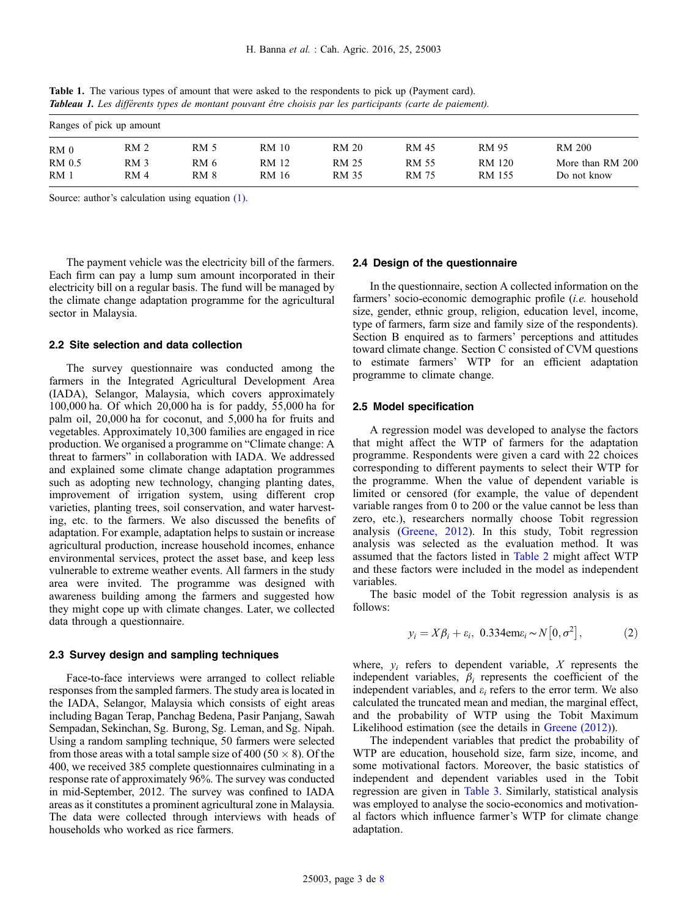**Table 1.** The various types of amount that were asked to the respondents to pick up (Payment card).
***Tableau 1.*** *Les différents types de montant pouvant être choisis par les participants (carte de paiement).*

| Ranges of pick up amount | | | | | | | |
|---|---|---|---|---|---|---|---|
| RM 0 | RM 2 | RM 5 | RM 10 | RM 20 | RM 45 | RM 95 | RM 200 |
| RM 0.5 | RM 3 | RM 6 | RM 12 | RM 25 | RM 55 | RM 120 | More than RM 200 |
| RM 1 | RM 4 | RM 8 | RM 16 | RM 35 | RM 75 | RM 155 | Do not know |

Source: author's calculation using equation (1).

The payment vehicle was the electricity bill of the farmers. Each firm can pay a lump sum amount incorporated in their electricity bill on a regular basis. The fund will be managed by the climate change adaptation programme for the agricultural sector in Malaysia.

### 2.2 Site selection and data collection

The survey questionnaire was conducted among the farmers in the Integrated Agricultural Development Area (IADA), Selangor, Malaysia, which covers approximately 100,000 ha. Of which 20,000 ha is for paddy, 55,000 ha for palm oil, 20,000 ha for coconut, and 5,000 ha for fruits and vegetables. Approximately 10,300 families are engaged in rice production. We organised a programme on "Climate change: A threat to farmers" in collaboration with IADA. We addressed and explained some climate change adaptation programmes such as adopting new technology, changing planting dates, improvement of irrigation system, using different crop varieties, planting trees, soil conservation, and water harvesting, etc. to the farmers. We also discussed the benefits of adaptation. For example, adaptation helps to sustain or increase agricultural production, increase household incomes, enhance environmental services, protect the asset base, and keep less vulnerable to extreme weather events. All farmers in the study area were invited. The programme was designed with awareness building among the farmers and suggested how they might cope up with climate changes. Later, we collected data through a questionnaire.

### 2.3 Survey design and sampling techniques

Face-to-face interviews were arranged to collect reliable responses from the sampled farmers. The study area is located in the IADA, Selangor, Malaysia which consists of eight areas including Bagan Terap, Panchag Bedena, Pasir Panjang, Sawah Sempadan, Sekinchan, Sg. Burong, Sg. Leman, and Sg. Nipah. Using a random sampling technique, 50 farmers were selected from those areas with a total sample size of 400 ($50 \times 8$). Of the 400, we received 385 complete questionnaires culminating in a response rate of approximately 96%. The survey was conducted in mid-September, 2012. The survey was confined to IADA areas as it constitutes a prominent agricultural zone in Malaysia. The data were collected through interviews with heads of households who worked as rice farmers.

### 2.4 Design of the questionnaire

In the questionnaire, section A collected information on the farmers' socio-economic demographic profile (*i.e.* household size, gender, ethnic group, religion, education level, income, type of farmers, farm size and family size of the respondents). Section B enquired as to farmers' perceptions and attitudes toward climate change. Section C consisted of CVM questions to estimate farmers' WTP for an efficient adaptation programme to climate change.

### 2.5 Model specification

A regression model was developed to analyse the factors that might affect the WTP of farmers for the adaptation programme. Respondents were given a card with 22 choices corresponding to different payments to select their WTP for the programme. When the value of dependent variable is limited or censored (for example, the value of dependent variable ranges from 0 to 200 or the value cannot be less than zero, etc.), researchers normally choose Tobit regression analysis (Greene, 2012). In this study, Tobit regression analysis was selected as the evaluation method. It was assumed that the factors listed in Table 2 might affect WTP and these factors were included in the model as independent variables.

The basic model of the Tobit regression analysis is as follows:

$$y_i = X\beta_i + \varepsilon_i,\ 0.334\text{em}\varepsilon_i \sim N\left[0, \sigma^2\right], \tag{2}$$

where, $y_i$ refers to dependent variable, $X$ represents the independent variables, $\beta_i$ represents the coefficient of the independent variables, and $\varepsilon_i$ refers to the error term. We also calculated the truncated mean and median, the marginal effect, and the probability of WTP using the Tobit Maximum Likelihood estimation (see the details in Greene (2012)).

The independent variables that predict the probability of WTP are education, household size, farm size, income, and some motivational factors. Moreover, the basic statistics of independent and dependent variables used in the Tobit regression are given in Table 3. Similarly, statistical analysis was employed to analyse the socio-economics and motivational factors which influence farmer's WTP for climate change adaptation.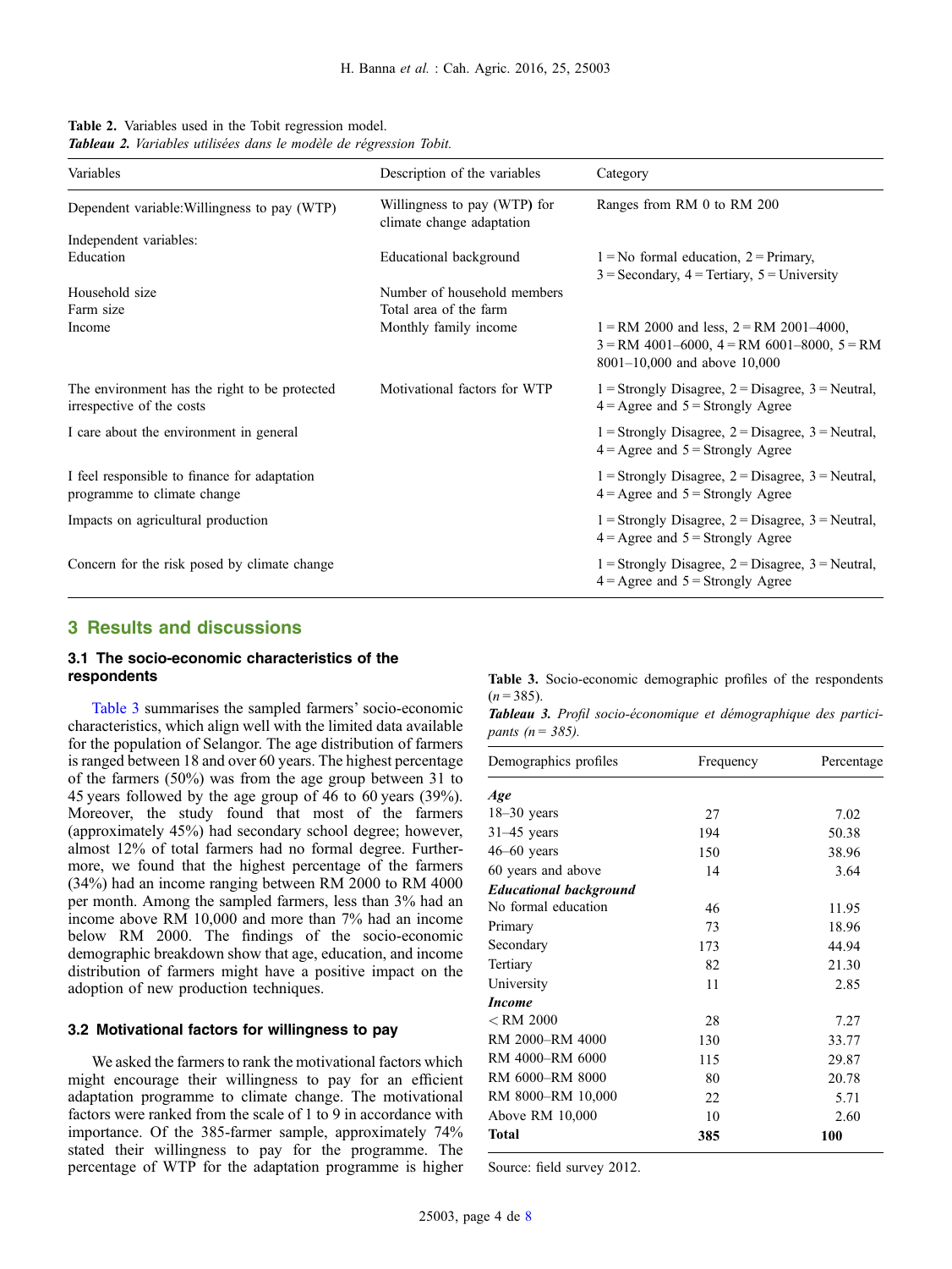**Table 2.** Variables used in the Tobit regression model.
***Tableau 2.*** *Variables utilisées dans le modèle de régression Tobit.*

| Variables | Description of the variables | Category |
|---|---|---|
| Dependent variable:Willingness to pay (WTP) | Willingness to pay (WTP) for climate change adaptation | Ranges from RM 0 to RM 200 |
| Independent variables: | | |
| Education | Educational background | 1 = No formal education, 2 = Primary, 3 = Secondary, 4 = Tertiary, 5 = University |
| Household size | Number of household members | |
| Farm size | Total area of the farm | |
| Income | Monthly family income | 1 = RM 2000 and less, 2 = RM 2001–4000, 3 = RM 4001–6000, 4 = RM 6001–8000, 5 = RM 8001–10,000 and above 10,000 |
| The environment has the right to be protected irrespective of the costs | Motivational factors for WTP | 1 = Strongly Disagree, 2 = Disagree, 3 = Neutral, 4 = Agree and 5 = Strongly Agree |
| I care about the environment in general | | 1 = Strongly Disagree, 2 = Disagree, 3 = Neutral, 4 = Agree and 5 = Strongly Agree |
| I feel responsible to finance for adaptation programme to climate change | | 1 = Strongly Disagree, 2 = Disagree, 3 = Neutral, 4 = Agree and 5 = Strongly Agree |
| Impacts on agricultural production | | 1 = Strongly Disagree, 2 = Disagree, 3 = Neutral, 4 = Agree and 5 = Strongly Agree |
| Concern for the risk posed by climate change | | 1 = Strongly Disagree, 2 = Disagree, 3 = Neutral, 4 = Agree and 5 = Strongly Agree |

## 3 Results and discussions

### 3.1 The socio-economic characteristics of the respondents

Table 3 summarises the sampled farmers' socio-economic characteristics, which align well with the limited data available for the population of Selangor. The age distribution of farmers is ranged between 18 and over 60 years. The highest percentage of the farmers (50%) was from the age group between 31 to 45 years followed by the age group of 46 to 60 years (39%). Moreover, the study found that most of the farmers (approximately 45%) had secondary school degree; however, almost 12% of total farmers had no formal degree. Furthermore, we found that the highest percentage of the farmers (34%) had an income ranging between RM 2000 to RM 4000 per month. Among the sampled farmers, less than 3% had an income above RM 10,000 and more than 7% had an income below RM 2000. The findings of the socio-economic demographic breakdown show that age, education, and income distribution of farmers might have a positive impact on the adoption of new production techniques.

**Table 3.** Socio-economic demographic profiles of the respondents ($n = 385$).
***Tableau 3.*** *Profil socio-économique et démographique des participants ($n = 385$).*

| Demographics profiles | Frequency | Percentage |
|---|---|---|
| ***Age*** | | |
| 18–30 years | 27 | 7.02 |
| 31–45 years | 194 | 50.38 |
| 46–60 years | 150 | 38.96 |
| 60 years and above | 14 | 3.64 |
| ***Educational background*** | | |
| No formal education | 46 | 11.95 |
| Primary | 73 | 18.96 |
| Secondary | 173 | 44.94 |
| Tertiary | 82 | 21.30 |
| University | 11 | 2.85 |
| ***Income*** | | |
| < RM 2000 | 28 | 7.27 |
| RM 2000–RM 4000 | 130 | 33.77 |
| RM 4000–RM 6000 | 115 | 29.87 |
| RM 6000–RM 8000 | 80 | 20.78 |
| RM 8000–RM 10,000 | 22 | 5.71 |
| Above RM 10,000 | 10 | 2.60 |
| **Total** | **385** | **100** |

Source: field survey 2012.

### 3.2 Motivational factors for willingness to pay

We asked the farmers to rank the motivational factors which might encourage their willingness to pay for an efficient adaptation programme to climate change. The motivational factors were ranked from the scale of 1 to 9 in accordance with importance. Of the 385-farmer sample, approximately 74% stated their willingness to pay for the programme. The percentage of WTP for the adaptation programme is higher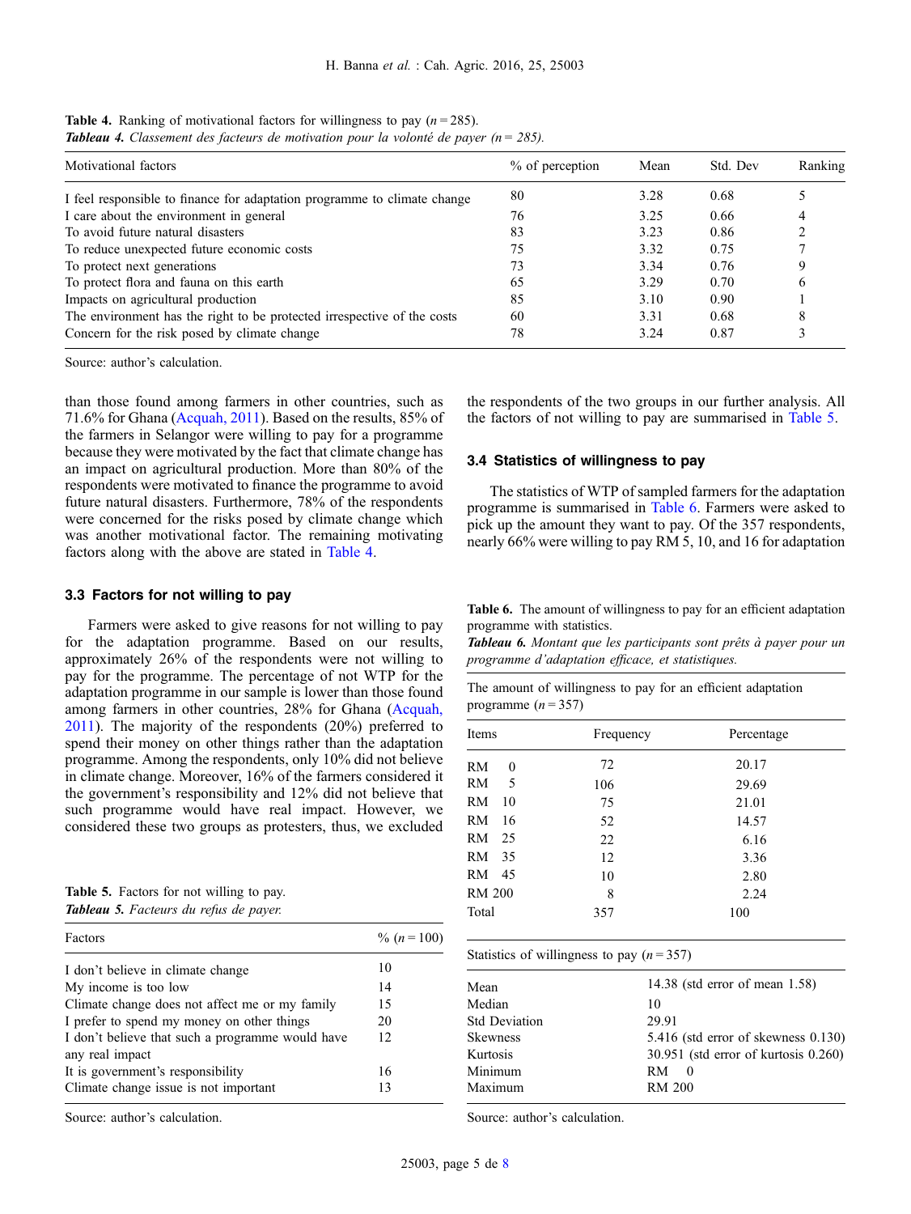**Table 4.** Ranking of motivational factors for willingness to pay ($n = 285$).
***Tableau 4.*** *Classement des facteurs de motivation pour la volonté de payer (n = 285).*

| Motivational factors | % of perception | Mean | Std. Dev | Ranking |
|---|---|---|---|---|
| I feel responsible to finance for adaptation programme to climate change | 80 | 3.28 | 0.68 | 5 |
| I care about the environment in general | 76 | 3.25 | 0.66 | 4 |
| To avoid future natural disasters | 83 | 3.23 | 0.86 | 2 |
| To reduce unexpected future economic costs | 75 | 3.32 | 0.75 | 7 |
| To protect next generations | 73 | 3.34 | 0.76 | 9 |
| To protect flora and fauna on this earth | 65 | 3.29 | 0.70 | 6 |
| Impacts on agricultural production | 85 | 3.10 | 0.90 | 1 |
| The environment has the right to be protected irrespective of the costs | 60 | 3.31 | 0.68 | 8 |
| Concern for the risk posed by climate change | 78 | 3.24 | 0.87 | 3 |

Source: author's calculation.

than those found among farmers in other countries, such as 71.6% for Ghana (Acquah, 2011). Based on the results, 85% of the farmers in Selangor were willing to pay for a programme because they were motivated by the fact that climate change has an impact on agricultural production. More than 80% of the respondents were motivated to finance the programme to avoid future natural disasters. Furthermore, 78% of the respondents were concerned for the risks posed by climate change which was another motivational factor. The remaining motivating factors along with the above are stated in Table 4.

### 3.3 Factors for not willing to pay

Farmers were asked to give reasons for not willing to pay for the adaptation programme. Based on our results, approximately 26% of the respondents were not willing to pay for the programme. The percentage of not WTP for the adaptation programme in our sample is lower than those found among farmers in other countries, 28% for Ghana (Acquah, 2011). The majority of the respondents (20%) preferred to spend their money on other things rather than the adaptation programme. Among the respondents, only 10% did not believe in climate change. Moreover, 16% of the farmers considered it the government's responsibility and 12% did not believe that such programme would have real impact. However, we considered these two groups as protesters, thus, we excluded the respondents of the two groups in our further analysis. All the factors of not willing to pay are summarised in Table 5.

**Table 5.** Factors for not willing to pay.
***Tableau 5.*** *Facteurs du refus de payer.*

| Factors | % ($n = 100$) |
|---|---|
| I don't believe in climate change | 10 |
| My income is too low | 14 |
| Climate change does not affect me or my family | 15 |
| I prefer to spend my money on other things | 20 |
| I don't believe that such a programme would have any real impact | 12 |
| It is government's responsibility | 16 |
| Climate change issue is not important | 13 |

Source: author's calculation.

### 3.4 Statistics of willingness to pay

The statistics of WTP of sampled farmers for the adaptation programme is summarised in Table 6. Farmers were asked to pick up the amount they want to pay. Of the 357 respondents, nearly 66% were willing to pay RM 5, 10, and 16 for adaptation

**Table 6.** The amount of willingness to pay for an efficient adaptation programme with statistics.
***Tableau 6.*** *Montant que les participants sont prêts à payer pour un programme d'adaptation efficace, et statistiques.*

The amount of willingness to pay for an efficient adaptation programme ($n = 357$)

| Items | Frequency | Percentage |
|---|---|---|
| RM 0 | 72 | 20.17 |
| RM 5 | 106 | 29.69 |
| RM 10 | 75 | 21.01 |
| RM 16 | 52 | 14.57 |
| RM 25 | 22 | 6.16 |
| RM 35 | 12 | 3.36 |
| RM 45 | 10 | 2.80 |
| RM 200 | 8 | 2.24 |
| Total | 357 | 100 |

Statistics of willingness to pay ($n = 357$)

| | |
|---|---|
| Mean | 14.38 (std error of mean 1.58) |
| Median | 10 |
| Std Deviation | 29.91 |
| Skewness | 5.416 (std error of skewness 0.130) |
| Kurtosis | 30.951 (std error of kurtosis 0.260) |
| Minimum | RM 0 |
| Maximum | RM 200 |

Source: author's calculation.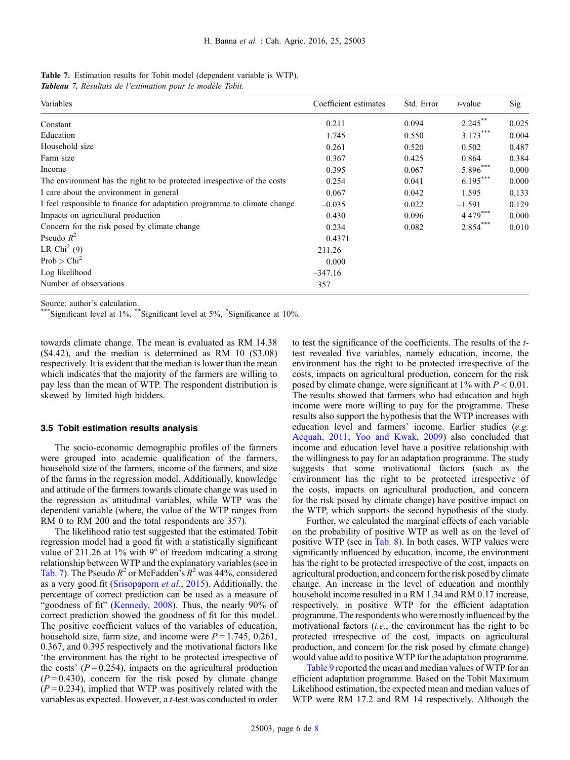**Table 7.** Estimation results for Tobit model (dependent variable is WTP).
***Tableau 7.*** *Résultats de l'estimation pour le modèle Tobit.*

| Variables | Coefficient estimates | Std. Error | *t*-value | Sig |
|---|---|---|---|---|
| Constant | 0.211 | 0.094 | 2.245** | 0.025 |
| Education | 1.745 | 0.550 | 3.173*** | 0.004 |
| Household size | 0.261 | 0.520 | 0.502 | 0.487 |
| Farm size | 0.367 | 0.425 | 0.864 | 0.384 |
| Income | 0.395 | 0.067 | 5.896*** | 0.000 |
| The environment has the right to be protected irrespective of the costs | 0.254 | 0.041 | 6.195*** | 0.000 |
| I care about the environment in general | 0.067 | 0.042 | 1.595 | 0.133 |
| I feel responsible to finance for adaptation programme to climate change | −0.035 | 0.022 | −1.591 | 0.129 |
| Impacts on agricultural production | 0.430 | 0.096 | 4.479*** | 0.000 |
| Concern for the risk posed by climate change | 0.234 | 0.082 | 2.854*** | 0.010 |
| Pseudo $R^2$ | 0.4371 | | | |
| LR $Chi^2$ (9) | 211.26 | | | |
| Prob > $Chi^2$ | 0.000 | | | |
| Log likelihood | −347.16 | | | |
| Number of observations | 357 | | | |

Source: author's calculation.
***Significant level at 1%, **Significant level at 5%, *Significance at 10%.

towards climate change. The mean is evaluated as RM 14.38 ($4.42), and the median is determined as RM 10 ($3.08) respectively. It is evident that the median is lower than the mean which indicates that the majority of the farmers are willing to pay less than the mean of WTP. The respondent distribution is skewed by limited high bidders.

### 3.5 Tobit estimation results analysis

The socio-economic demographic profiles of the farmers were grouped into academic qualification of the farmers, household size of the farmers, income of the farmers, and size of the farms in the regression model. Additionally, knowledge and attitude of the farmers towards climate change was used in the regression as attitudinal variables, while WTP was the dependent variable (where, the value of the WTP ranges from RM 0 to RM 200 and the total respondents are 357).

The likelihood ratio test suggested that the estimated Tobit regression model had a good fit with a statistically significant value of 211.26 at 1% with 9° of freedom indicating a strong relationship between WTP and the explanatory variables (see in Tab. 7). The Pseudo $R^2$ or McFadden's $R^2$ was 44%, considered as a very good fit (Srisopaporn *et al.*, 2015). Additionally, the percentage of correct prediction can be used as a measure of "goodness of fit" (Kennedy, 2008). Thus, the nearly 90% of correct prediction showed the goodness of fit for this model. The positive coefficient values of the variables of education, household size, farm size, and income were $P = 1.745$, 0.261, 0.367, and 0.395 respectively and the motivational factors like 'the environment has the right to be protected irrespective of the costs' ($P = 0.254$), impacts on the agricultural production ($P = 0.430$), concern for the risk posed by climate change ($P = 0.234$), implied that WTP was positively related with the variables as expected. However, a *t*-test was conducted in order to test the significance of the coefficients. The results of the *t*-test revealed five variables, namely education, income, the environment has the right to be protected irrespective of the costs, impacts on agricultural production, concern for the risk posed by climate change, were significant at 1% with $P < 0.01$. The results showed that farmers who had education and high income were more willing to pay for the programme. These results also support the hypothesis that the WTP increases with education level and farmers' income. Earlier studies (*e.g.* Acquah, 2011; Yoo and Kwak, 2009) also concluded that income and education level have a positive relationship with the willingness to pay for an adaptation programme. The study suggests that some motivational factors (such as the environment has the right to be protected irrespective of the costs, impacts on agricultural production, and concern for the risk posed by climate change) have positive impact on the WTP, which supports the second hypothesis of the study.

Further, we calculated the marginal effects of each variable on the probability of positive WTP as well as on the level of positive WTP (see in Tab. 8). In both cases, WTP values were significantly influenced by education, income, the environment has the right to be protected irrespective of the cost, impacts on agricultural production, and concern for the risk posed by climate change. An increase in the level of education and monthly household income resulted in a RM 1.34 and RM 0.17 increase, respectively, in positive WTP for the efficient adaptation programme. The respondents who were mostly influenced by the motivational factors (*i.e.*, the environment has the right to be protected irrespective of the cost, impacts on agricultural production, and concern for the risk posed by climate change) would value add to positive WTP for the adaptation programme.

Table 9 reported the mean and median values of WTP for an efficient adaptation programme. Based on the Tobit Maximum Likelihood estimation, the expected mean and median values of WTP were RM 17.2 and RM 14 respectively. Although the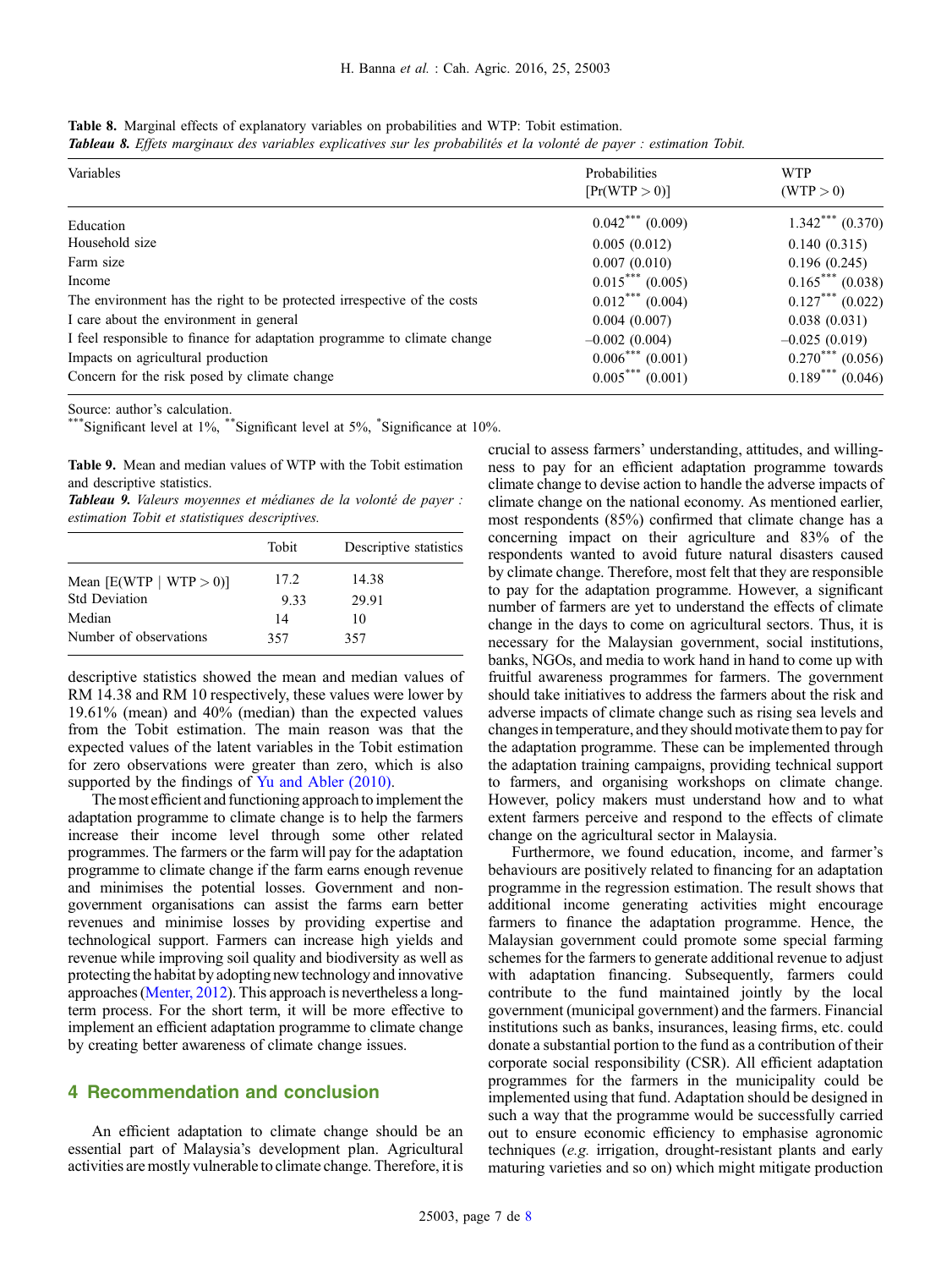**Table 8.** Marginal effects of explanatory variables on probabilities and WTP: Tobit estimation.
***Tableau 8.*** *Effets marginaux des variables explicatives sur les probabilités et la volonté de payer : estimation Tobit.*

| Variables | Probabilities [Pr(WTP > 0)] | WTP (WTP > 0) |
|---|---|---|
| Education | 0.042*** (0.009) | 1.342*** (0.370) |
| Household size | 0.005 (0.012) | 0.140 (0.315) |
| Farm size | 0.007 (0.010) | 0.196 (0.245) |
| Income | 0.015*** (0.005) | 0.165*** (0.038) |
| The environment has the right to be protected irrespective of the costs | 0.012*** (0.004) | 0.127*** (0.022) |
| I care about the environment in general | 0.004 (0.007) | 0.038 (0.031) |
| I feel responsible to finance for adaptation programme to climate change | −0.002 (0.004) | −0.025 (0.019) |
| Impacts on agricultural production | 0.006*** (0.001) | 0.270*** (0.056) |
| Concern for the risk posed by climate change | 0.005*** (0.001) | 0.189*** (0.046) |

Source: author's calculation.
***Significant level at 1%, **Significant level at 5%, *Significance at 10%.

**Table 9.** Mean and median values of WTP with the Tobit estimation and descriptive statistics.
***Tableau 9.*** *Valeurs moyennes et médianes de la volonté de payer : estimation Tobit et statistiques descriptives.*

| | Tobit | Descriptive statistics |
|---|---|---|
| Mean [E(WTP \| WTP > 0)] | 17.2 | 14.38 |
| Std Deviation | 9.33 | 29.91 |
| Median | 14 | 10 |
| Number of observations | 357 | 357 |

descriptive statistics showed the mean and median values of RM 14.38 and RM 10 respectively, these values were lower by 19.61% (mean) and 40% (median) than the expected values from the Tobit estimation. The main reason was that the expected values of the latent variables in the Tobit estimation for zero observations were greater than zero, which is also supported by the findings of Yu and Abler (2010).

The most efficient and functioning approach to implement the adaptation programme to climate change is to help the farmers increase their income level through some other related programmes. The farmers or the farm will pay for the adaptation programme to climate change if the farm earns enough revenue and minimises the potential losses. Government and non-government organisations can assist the farms earn better revenues and minimise losses by providing expertise and technological support. Farmers can increase high yields and revenue while improving soil quality and biodiversity as well as protecting the habitat by adopting new technology and innovative approaches (Menter, 2012). This approach is nevertheless a long-term process. For the short term, it will be more effective to implement an efficient adaptation programme to climate change by creating better awareness of climate change issues.

## 4 Recommendation and conclusion

An efficient adaptation to climate change should be an essential part of Malaysia's development plan. Agricultural activities are mostly vulnerable to climate change. Therefore, it is crucial to assess farmers' understanding, attitudes, and willingness to pay for an efficient adaptation programme towards climate change to devise action to handle the adverse impacts of climate change on the national economy. As mentioned earlier, most respondents (85%) confirmed that climate change has a concerning impact on their agriculture and 83% of the respondents wanted to avoid future natural disasters caused by climate change. Therefore, most felt that they are responsible to pay for the adaptation programme. However, a significant number of farmers are yet to understand the effects of climate change in the days to come on agricultural sectors. Thus, it is necessary for the Malaysian government, social institutions, banks, NGOs, and media to work hand in hand to come up with fruitful awareness programmes for farmers. The government should take initiatives to address the farmers about the risk and adverse impacts of climate change such as rising sea levels and changes in temperature, and they should motivate them to pay for the adaptation programme. These can be implemented through the adaptation training campaigns, providing technical support to farmers, and organising workshops on climate change. However, policy makers must understand how and to what extent farmers perceive and respond to the effects of climate change on the agricultural sector in Malaysia.

Furthermore, we found education, income, and farmer's behaviours are positively related to financing for an adaptation programme in the regression estimation. The result shows that additional income generating activities might encourage farmers to finance the adaptation programme. Hence, the Malaysian government could promote some special farming schemes for the farmers to generate additional revenue to adjust with adaptation financing. Subsequently, farmers could contribute to the fund maintained jointly by the local government (municipal government) and the farmers. Financial institutions such as banks, insurances, leasing firms, etc. could donate a substantial portion to the fund as a contribution of their corporate social responsibility (CSR). All efficient adaptation programmes for the farmers in the municipality could be implemented using that fund. Adaptation should be designed in such a way that the programme would be successfully carried out to ensure economic efficiency to emphasise agronomic techniques (*e.g.* irrigation, drought-resistant plants and early maturing varieties and so on) which might mitigate production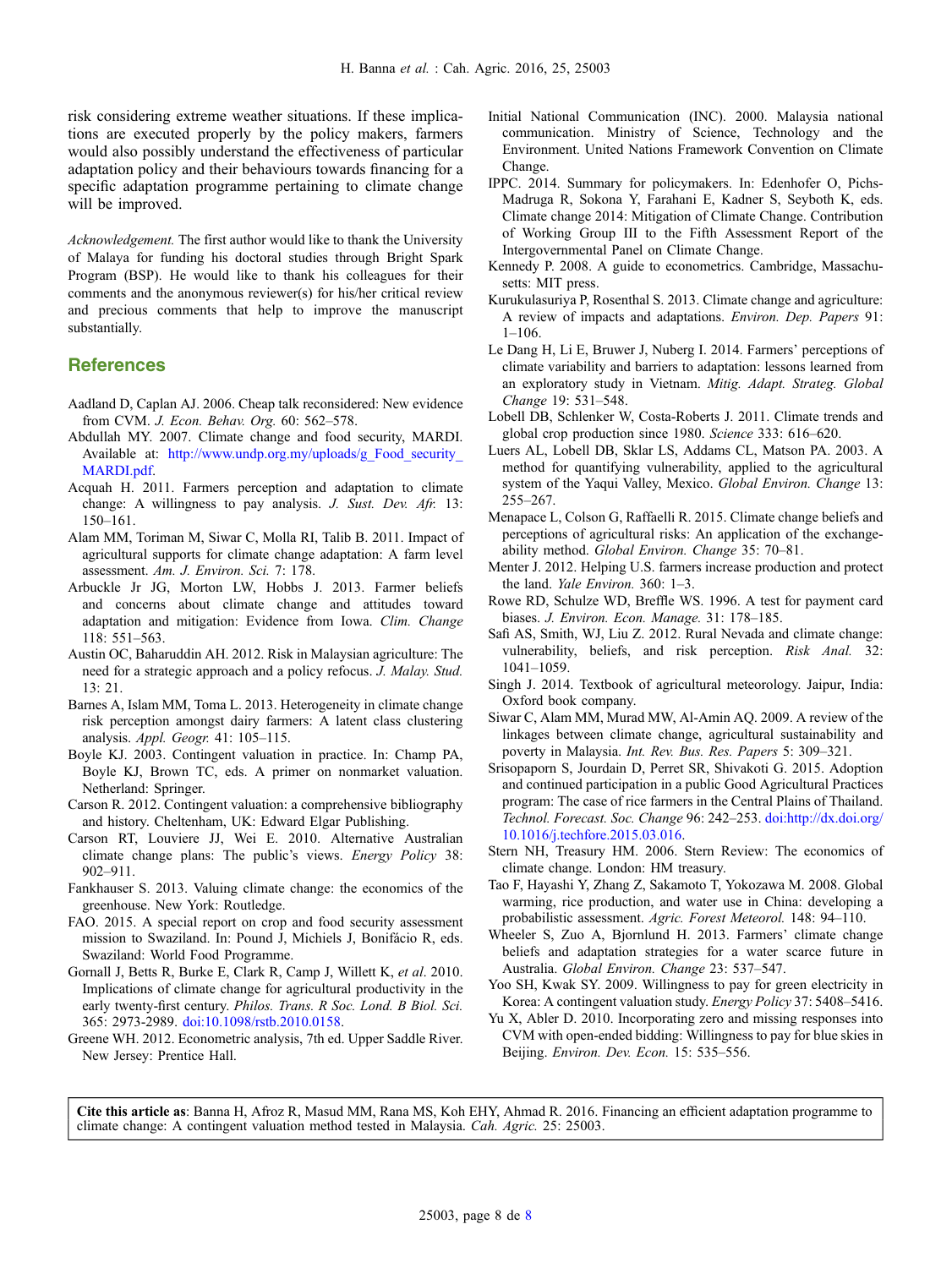risk considering extreme weather situations. If these implications are executed properly by the policy makers, farmers would also possibly understand the effectiveness of particular adaptation policy and their behaviours towards financing for a specific adaptation programme pertaining to climate change will be improved.

*Acknowledgement.* The first author would like to thank the University of Malaya for funding his doctoral studies through Bright Spark Program (BSP). He would like to thank his colleagues for their comments and the anonymous reviewer(s) for his/her critical review and precious comments that help to improve the manuscript substantially.

## References

Aadland D, Caplan AJ. 2006. Cheap talk reconsidered: New evidence from CVM. *J. Econ. Behav. Org.* 60: 562–578.

Abdullah MY. 2007. Climate change and food security, MARDI. Available at: http://www.undp.org.my/uploads/g_Food_security_MARDI.pdf.

Acquah H. 2011. Farmers perception and adaptation to climate change: A willingness to pay analysis. *J. Sust. Dev. Afr.* 13: 150–161.

Alam MM, Toriman M, Siwar C, Molla RI, Talib B. 2011. Impact of agricultural supports for climate change adaptation: A farm level assessment. *Am. J. Environ. Sci.* 7: 178.

Arbuckle Jr JG, Morton LW, Hobbs J. 2013. Farmer beliefs and concerns about climate change and attitudes toward adaptation and mitigation: Evidence from Iowa. *Clim. Change* 118: 551–563.

Austin OC, Baharuddin AH. 2012. Risk in Malaysian agriculture: The need for a strategic approach and a policy refocus. *J. Malay. Stud.* 13: 21.

Barnes A, Islam MM, Toma L. 2013. Heterogeneity in climate change risk perception amongst dairy farmers: A latent class clustering analysis. *Appl. Geogr.* 41: 105–115.

Boyle KJ. 2003. Contingent valuation in practice. In: Champ PA, Boyle KJ, Brown TC, eds. A primer on nonmarket valuation. Netherland: Springer.

Carson R. 2012. Contingent valuation: a comprehensive bibliography and history. Cheltenham, UK: Edward Elgar Publishing.

Carson RT, Louviere JJ, Wei E. 2010. Alternative Australian climate change plans: The public's views. *Energy Policy* 38: 902–911.

Fankhauser S. 2013. Valuing climate change: the economics of the greenhouse. New York: Routledge.

FAO. 2015. A special report on crop and food security assessment mission to Swaziland. In: Pound J, Michiels J, Bonifácio R, eds. Swaziland: World Food Programme.

Gornall J, Betts R, Burke E, Clark R, Camp J, Willett K, *et al*. 2010. Implications of climate change for agricultural productivity in the early twenty-first century. *Philos. Trans. R Soc. Lond. B Biol. Sci.* 365: 2973-2989. doi:10.1098/rstb.2010.0158.

Greene WH. 2012. Econometric analysis, 7th ed. Upper Saddle River. New Jersey: Prentice Hall.

Initial National Communication (INC). 2000. Malaysia national communication. Ministry of Science, Technology and the Environment. United Nations Framework Convention on Climate Change.

IPPC. 2014. Summary for policymakers. In: Edenhofer O, Pichs-Madruga R, Sokona Y, Farahani E, Kadner S, Seyboth K, eds. Climate change 2014: Mitigation of Climate Change. Contribution of Working Group III to the Fifth Assessment Report of the Intergovernmental Panel on Climate Change.

Kennedy P. 2008. A guide to econometrics. Cambridge, Massachusetts: MIT press.

Kurukulasuriya P, Rosenthal S. 2013. Climate change and agriculture: A review of impacts and adaptations. *Environ. Dep. Papers* 91: 1–106.

Le Dang H, Li E, Bruwer J, Nuberg I. 2014. Farmers' perceptions of climate variability and barriers to adaptation: lessons learned from an exploratory study in Vietnam. *Mitig. Adapt. Strateg. Global Change* 19: 531–548.

Lobell DB, Schlenker W, Costa-Roberts J. 2011. Climate trends and global crop production since 1980. *Science* 333: 616–620.

Luers AL, Lobell DB, Sklar LS, Addams CL, Matson PA. 2003. A method for quantifying vulnerability, applied to the agricultural system of the Yaqui Valley, Mexico. *Global Environ. Change* 13: 255–267.

Menapace L, Colson G, Raffaelli R. 2015. Climate change beliefs and perceptions of agricultural risks: An application of the exchangeability method. *Global Environ. Change* 35: 70–81.

Menter J. 2012. Helping U.S. farmers increase production and protect the land. *Yale Environ.* 360: 1–3.

Rowe RD, Schulze WD, Breffle WS. 1996. A test for payment card biases. *J. Environ. Econ. Manage.* 31: 178–185.

Safi AS, Smith, WJ, Liu Z. 2012. Rural Nevada and climate change: vulnerability, beliefs, and risk perception. *Risk Anal.* 32: 1041–1059.

Singh J. 2014. Textbook of agricultural meteorology. Jaipur, India: Oxford book company.

Siwar C, Alam MM, Murad MW, Al-Amin AQ. 2009. A review of the linkages between climate change, agricultural sustainability and poverty in Malaysia. *Int. Rev. Bus. Res. Papers* 5: 309–321.

Srisopaporn S, Jourdain D, Perret SR, Shivakoti G. 2015. Adoption and continued participation in a public Good Agricultural Practices program: The case of rice farmers in the Central Plains of Thailand. *Technol. Forecast. Soc. Change* 96: 242–253. doi:http://dx.doi.org/10.1016/j.techfore.2015.03.016.

Stern NH, Treasury HM. 2006. Stern Review: The economics of climate change. London: HM treasury.

Tao F, Hayashi Y, Zhang Z, Sakamoto T, Yokozawa M. 2008. Global warming, rice production, and water use in China: developing a probabilistic assessment. *Agric. Forest Meteorol.* 148: 94–110.

Wheeler S, Zuo A, Bjornlund H. 2013. Farmers' climate change beliefs and adaptation strategies for a water scarce future in Australia. *Global Environ. Change* 23: 537–547.

Yoo SH, Kwak SY. 2009. Willingness to pay for green electricity in Korea: A contingent valuation study. *Energy Policy* 37: 5408–5416.

Yu X, Abler D. 2010. Incorporating zero and missing responses into CVM with open-ended bidding: Willingness to pay for blue skies in Beijing. *Environ. Dev. Econ.* 15: 535–556.

**Cite this article as**: Banna H, Afroz R, Masud MM, Rana MS, Koh EHY, Ahmad R. 2016. Financing an efficient adaptation programme to climate change: A contingent valuation method tested in Malaysia. *Cah. Agric.* 25: 25003.